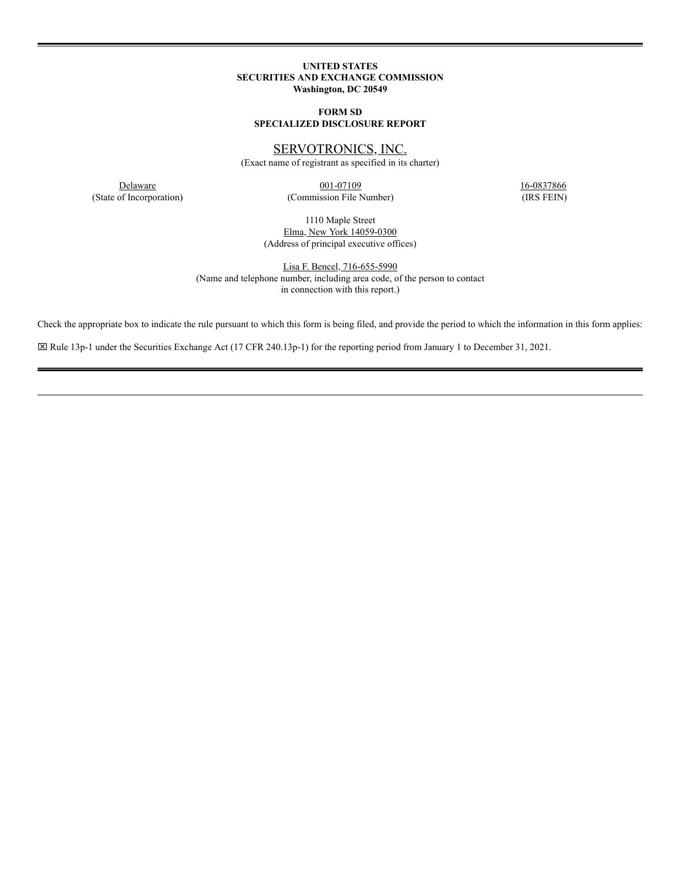**UNITED STATES**
**SECURITIES AND EXCHANGE COMMISSION**
**Washington, DC 20549**

**FORM SD**
**SPECIALIZED DISCLOSURE REPORT**

# SERVOTRONICS, INC.

(Exact name of registrant as specified in its charter)

| Delaware | 001-07109 | 16-0837866 |
|---|---|---|
| (State of Incorporation) | (Commission File Number) | (IRS FEIN) |

1110 Maple Street
Elma, New York 14059-0300
(Address of principal executive offices)

Lisa F. Bencel, 716-655-5990
(Name and telephone number, including area code, of the person to contact in connection with this report.)

Check the appropriate box to indicate the rule pursuant to which this form is being filed, and provide the period to which the information in this form applies:

☒ Rule 13p-1 under the Securities Exchange Act (17 CFR 240.13p-1) for the reporting period from January 1 to December 31, 2021.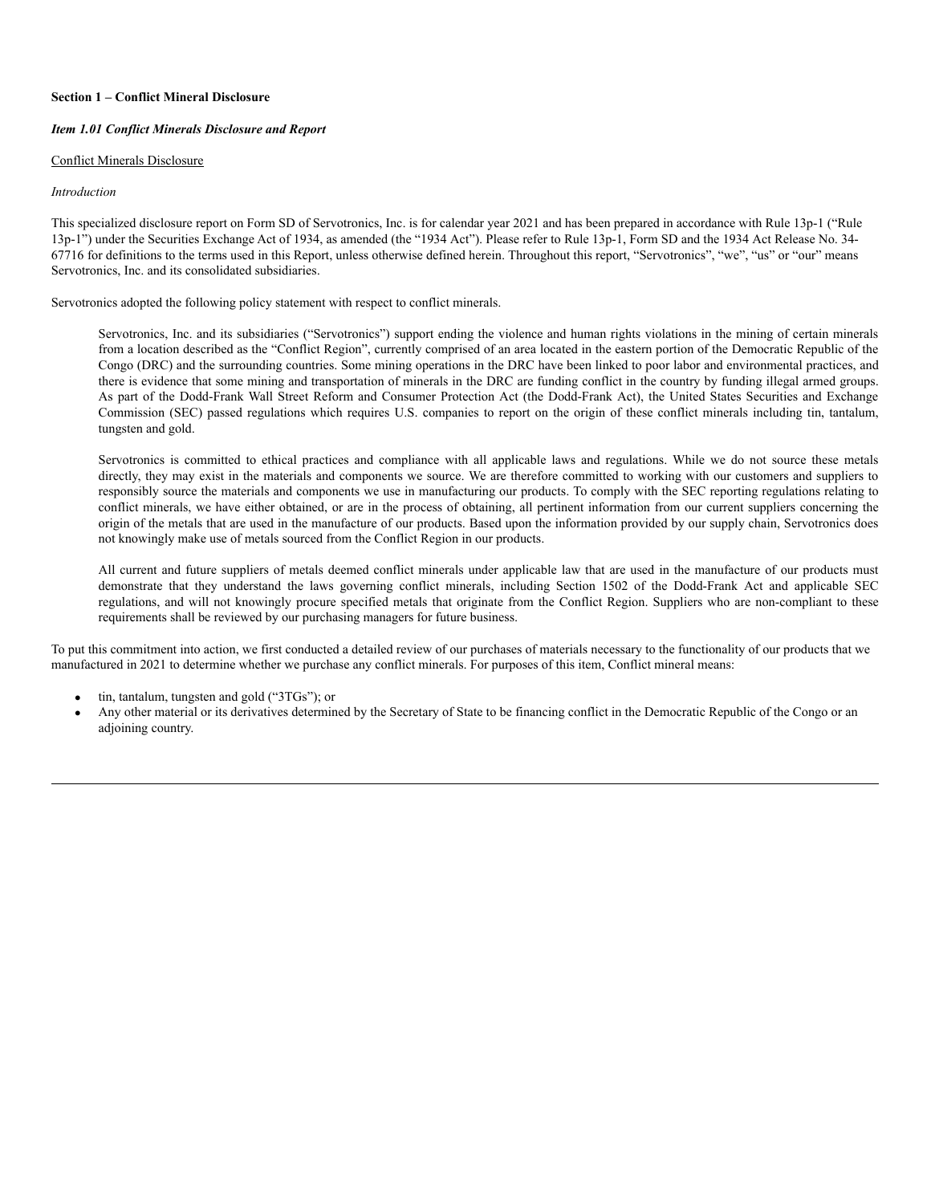**Section 1 – Conflict Mineral Disclosure**

***Item 1.01 Conflict Minerals Disclosure and Report***

Conflict Minerals Disclosure

*Introduction*

This specialized disclosure report on Form SD of Servotronics, Inc. is for calendar year 2021 and has been prepared in accordance with Rule 13p-1 ("Rule 13p-1") under the Securities Exchange Act of 1934, as amended (the "1934 Act"). Please refer to Rule 13p-1, Form SD and the 1934 Act Release No. 34-67716 for definitions to the terms used in this Report, unless otherwise defined herein. Throughout this report, "Servotronics", "we", "us" or "our" means Servotronics, Inc. and its consolidated subsidiaries.

Servotronics adopted the following policy statement with respect to conflict minerals.

> Servotronics, Inc. and its subsidiaries ("Servotronics") support ending the violence and human rights violations in the mining of certain minerals from a location described as the "Conflict Region", currently comprised of an area located in the eastern portion of the Democratic Republic of the Congo (DRC) and the surrounding countries. Some mining operations in the DRC have been linked to poor labor and environmental practices, and there is evidence that some mining and transportation of minerals in the DRC are funding conflict in the country by funding illegal armed groups. As part of the Dodd-Frank Wall Street Reform and Consumer Protection Act (the Dodd-Frank Act), the United States Securities and Exchange Commission (SEC) passed regulations which requires U.S. companies to report on the origin of these conflict minerals including tin, tantalum, tungsten and gold.
>
> Servotronics is committed to ethical practices and compliance with all applicable laws and regulations. While we do not source these metals directly, they may exist in the materials and components we source. We are therefore committed to working with our customers and suppliers to responsibly source the materials and components we use in manufacturing our products. To comply with the SEC reporting regulations relating to conflict minerals, we have either obtained, or are in the process of obtaining, all pertinent information from our current suppliers concerning the origin of the metals that are used in the manufacture of our products. Based upon the information provided by our supply chain, Servotronics does not knowingly make use of metals sourced from the Conflict Region in our products.
>
> All current and future suppliers of metals deemed conflict minerals under applicable law that are used in the manufacture of our products must demonstrate that they understand the laws governing conflict minerals, including Section 1502 of the Dodd-Frank Act and applicable SEC regulations, and will not knowingly procure specified metals that originate from the Conflict Region. Suppliers who are non-compliant to these requirements shall be reviewed by our purchasing managers for future business.

To put this commitment into action, we first conducted a detailed review of our purchases of materials necessary to the functionality of our products that we manufactured in 2021 to determine whether we purchase any conflict minerals. For purposes of this item, Conflict mineral means:

- tin, tantalum, tungsten and gold ("3TGs"); or
- Any other material or its derivatives determined by the Secretary of State to be financing conflict in the Democratic Republic of the Congo or an adjoining country.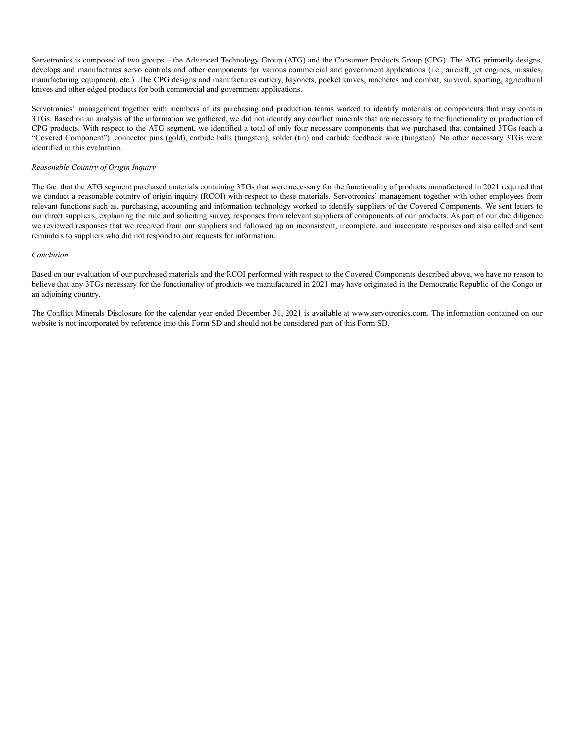Servotronics is composed of two groups – the Advanced Technology Group (ATG) and the Consumer Products Group (CPG). The ATG primarily designs, develops and manufactures servo controls and other components for various commercial and government applications (i.e., aircraft, jet engines, missiles, manufacturing equipment, etc.). The CPG designs and manufactures cutlery, bayonets, pocket knives, machetes and combat, survival, sporting, agricultural knives and other edged products for both commercial and government applications.

Servotronics' management together with members of its purchasing and production teams worked to identify materials or components that may contain 3TGs. Based on an analysis of the information we gathered, we did not identify any conflict minerals that are necessary to the functionality or production of CPG products. With respect to the ATG segment, we identified a total of only four necessary components that we purchased that contained 3TGs (each a "Covered Component"): connector pins (gold), carbide balls (tungsten), solder (tin) and carbide feedback wire (tungsten). No other necessary 3TGs were identified in this evaluation.

*Reasonable Country of Origin Inquiry*

The fact that the ATG segment purchased materials containing 3TGs that were necessary for the functionality of products manufactured in 2021 required that we conduct a reasonable country of origin inquiry (RCOI) with respect to these materials. Servotronics' management together with other employees from relevant functions such as, purchasing, accounting and information technology worked to identify suppliers of the Covered Components. We sent letters to our direct suppliers, explaining the rule and soliciting survey responses from relevant suppliers of components of our products. As part of our due diligence we reviewed responses that we received from our suppliers and followed up on inconsistent, incomplete, and inaccurate responses and also called and sent reminders to suppliers who did not respond to our requests for information.

*Conclusion*

Based on our evaluation of our purchased materials and the RCOI performed with respect to the Covered Components described above, we have no reason to believe that any 3TGs necessary for the functionality of products we manufactured in 2021 may have originated in the Democratic Republic of the Congo or an adjoining country.

The Conflict Minerals Disclosure for the calendar year ended December 31, 2021 is available at www.servotronics.com. The information contained on our website is not incorporated by reference into this Form SD and should not be considered part of this Form SD.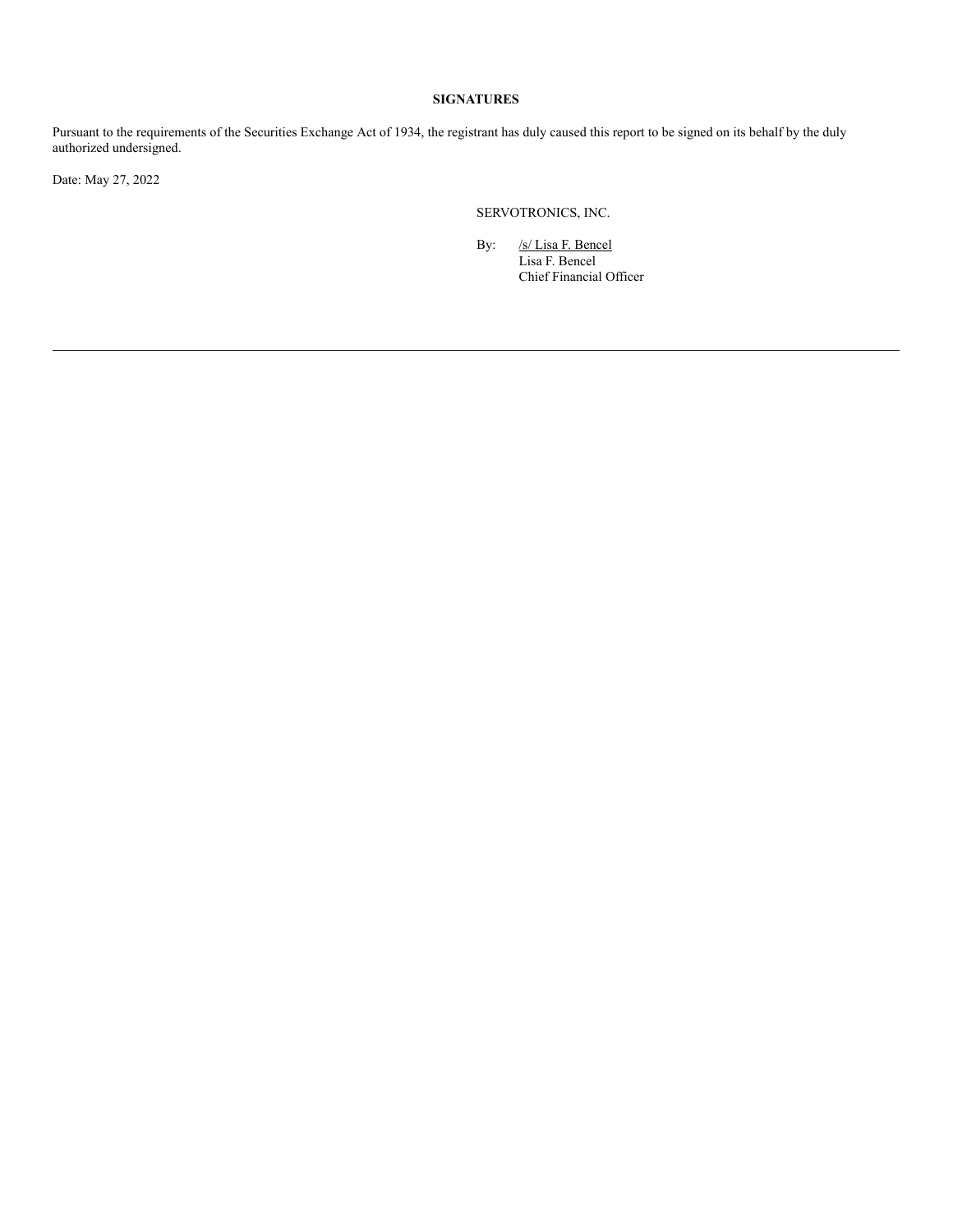**SIGNATURES**

Pursuant to the requirements of the Securities Exchange Act of 1934, the registrant has duly caused this report to be signed on its behalf by the duly authorized undersigned.

Date: May 27, 2022

SERVOTRONICS, INC.

By: /s/ Lisa F. Bencel
Lisa F. Bencel
Chief Financial Officer